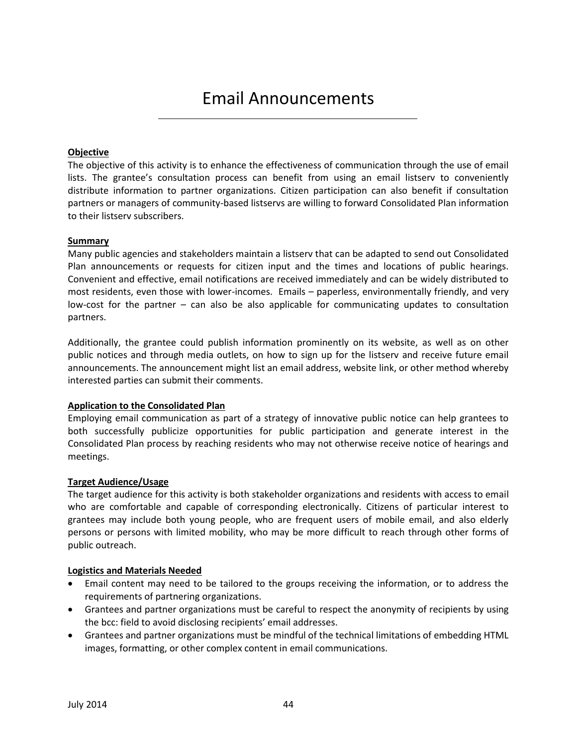# Email Announcements

**Objective**

The objective of this activity is to enhance the effectiveness of communication through the use of email lists. The grantee's consultation process can benefit from using an email listserv to conveniently distribute information to partner organizations. Citizen participation can also benefit if consultation partners or managers of community-based listservs are willing to forward Consolidated Plan information to their listserv subscribers.

**Summary**

Many public agencies and stakeholders maintain a listserv that can be adapted to send out Consolidated Plan announcements or requests for citizen input and the times and locations of public hearings. Convenient and effective, email notifications are received immediately and can be widely distributed to most residents, even those with lower-incomes. Emails – paperless, environmentally friendly, and very low-cost for the partner – can also be also applicable for communicating updates to consultation partners.

Additionally, the grantee could publish information prominently on its website, as well as on other public notices and through media outlets, on how to sign up for the listserv and receive future email announcements. The announcement might list an email address, website link, or other method whereby interested parties can submit their comments.

**Application to the Consolidated Plan**

Employing email communication as part of a strategy of innovative public notice can help grantees to both successfully publicize opportunities for public participation and generate interest in the Consolidated Plan process by reaching residents who may not otherwise receive notice of hearings and meetings.

**Target Audience/Usage**

The target audience for this activity is both stakeholder organizations and residents with access to email who are comfortable and capable of corresponding electronically. Citizens of particular interest to grantees may include both young people, who are frequent users of mobile email, and also elderly persons or persons with limited mobility, who may be more difficult to reach through other forms of public outreach.

**Logistics and Materials Needed**

- Email content may need to be tailored to the groups receiving the information, or to address the requirements of partnering organizations.
- Grantees and partner organizations must be careful to respect the anonymity of recipients by using the bcc: field to avoid disclosing recipients' email addresses.
- Grantees and partner organizations must be mindful of the technical limitations of embedding HTML images, formatting, or other complex content in email communications.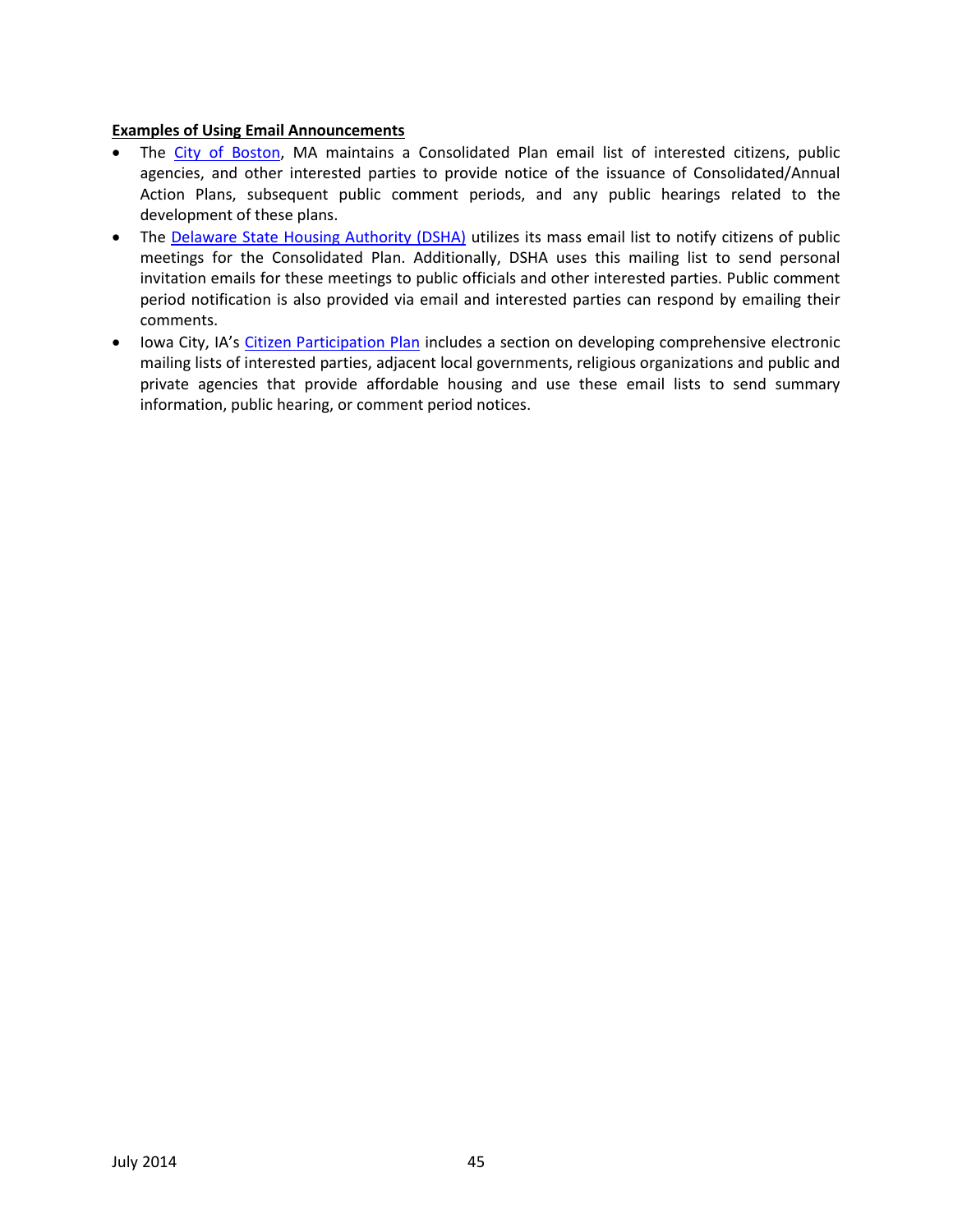**Examples of Using Email Announcements**

- The City of Boston, MA maintains a Consolidated Plan email list of interested citizens, public agencies, and other interested parties to provide notice of the issuance of Consolidated/Annual Action Plans, subsequent public comment periods, and any public hearings related to the development of these plans.
- The Delaware State Housing Authority (DSHA) utilizes its mass email list to notify citizens of public meetings for the Consolidated Plan. Additionally, DSHA uses this mailing list to send personal invitation emails for these meetings to public officials and other interested parties. Public comment period notification is also provided via email and interested parties can respond by emailing their comments.
- Iowa City, IA's Citizen Participation Plan includes a section on developing comprehensive electronic mailing lists of interested parties, adjacent local governments, religious organizations and public and private agencies that provide affordable housing and use these email lists to send summary information, public hearing, or comment period notices.